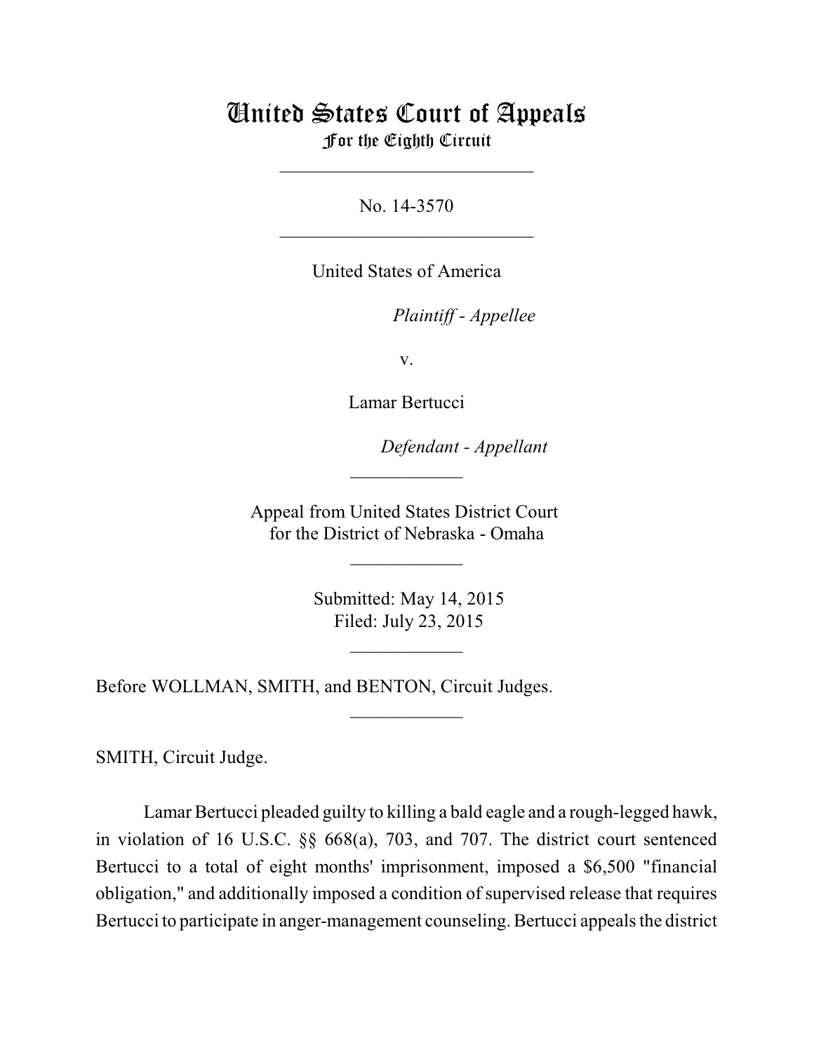# United States Court of Appeals
## For the Eighth Circuit

---

No. 14-3570

---

United States of America

*Plaintiff - Appellee*

v.

Lamar Bertucci

*Defendant - Appellant*

---

Appeal from United States District Court
for the District of Nebraska - Omaha

---

Submitted: May 14, 2015
Filed: July 23, 2015

---

Before WOLLMAN, SMITH, and BENTON, Circuit Judges.

---

SMITH, Circuit Judge.

Lamar Bertucci pleaded guilty to killing a bald eagle and a rough-legged hawk, in violation of 16 U.S.C. §§ 668(a), 703, and 707. The district court sentenced Bertucci to a total of eight months' imprisonment, imposed a $6,500 "financial obligation," and additionally imposed a condition of supervised release that requires Bertucci to participate in anger-management counseling. Bertucci appeals the district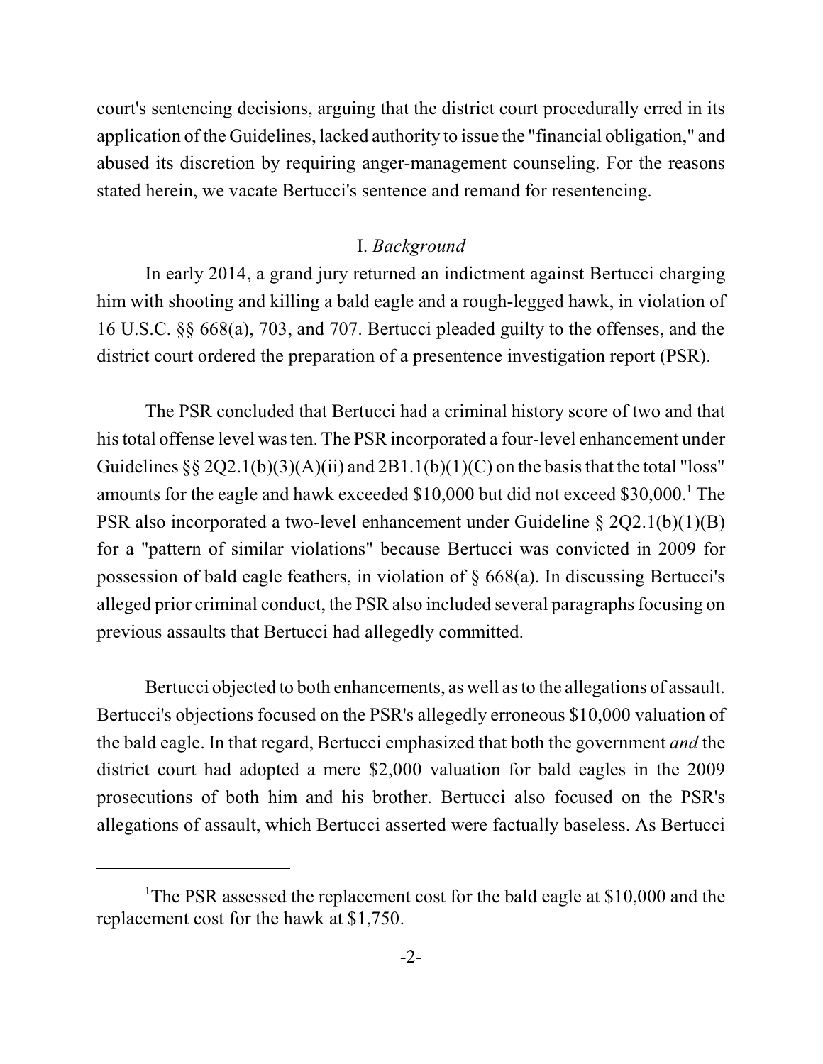court's sentencing decisions, arguing that the district court procedurally erred in its application of the Guidelines, lacked authority to issue the "financial obligation," and abused its discretion by requiring anger-management counseling. For the reasons stated herein, we vacate Bertucci's sentence and remand for resentencing.

## I. *Background*

In early 2014, a grand jury returned an indictment against Bertucci charging him with shooting and killing a bald eagle and a rough-legged hawk, in violation of 16 U.S.C. §§ 668(a), 703, and 707. Bertucci pleaded guilty to the offenses, and the district court ordered the preparation of a presentence investigation report (PSR).

The PSR concluded that Bertucci had a criminal history score of two and that his total offense level was ten. The PSR incorporated a four-level enhancement under Guidelines §§ 2Q2.1(b)(3)(A)(ii) and 2B1.1(b)(1)(C) on the basis that the total "loss" amounts for the eagle and hawk exceeded $10,000 but did not exceed $30,000.[1] The PSR also incorporated a two-level enhancement under Guideline § 2Q2.1(b)(1)(B) for a "pattern of similar violations" because Bertucci was convicted in 2009 for possession of bald eagle feathers, in violation of § 668(a). In discussing Bertucci's alleged prior criminal conduct, the PSR also included several paragraphs focusing on previous assaults that Bertucci had allegedly committed.

Bertucci objected to both enhancements, as well as to the allegations of assault. Bertucci's objections focused on the PSR's allegedly erroneous $10,000 valuation of the bald eagle. In that regard, Bertucci emphasized that both the government *and* the district court had adopted a mere $2,000 valuation for bald eagles in the 2009 prosecutions of both him and his brother. Bertucci also focused on the PSR's allegations of assault, which Bertucci asserted were factually baseless. As Bertucci

---

[1]The PSR assessed the replacement cost for the bald eagle at $10,000 and the replacement cost for the hawk at $1,750.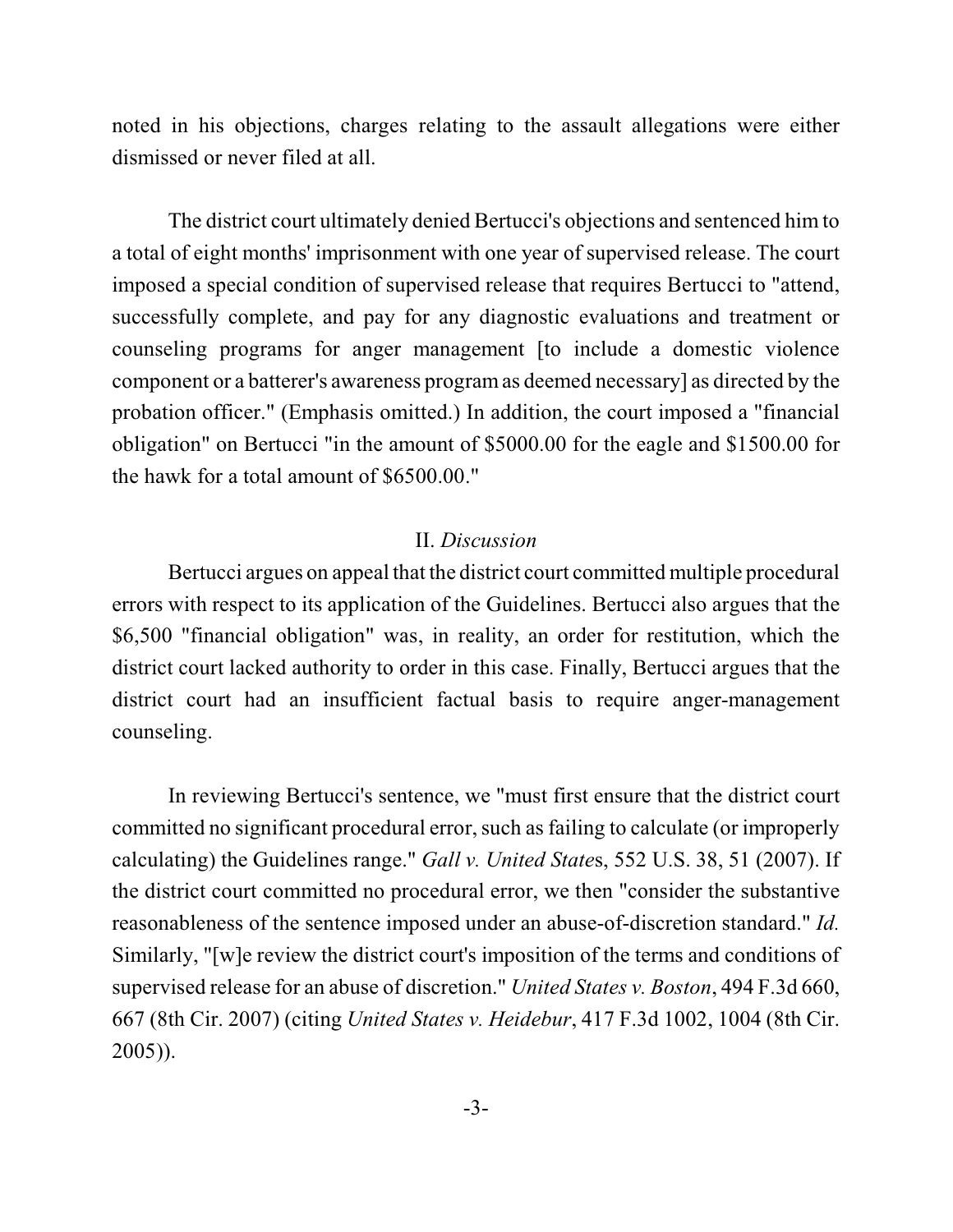noted in his objections, charges relating to the assault allegations were either dismissed or never filed at all.

The district court ultimately denied Bertucci's objections and sentenced him to a total of eight months' imprisonment with one year of supervised release. The court imposed a special condition of supervised release that requires Bertucci to "attend, successfully complete, and pay for any diagnostic evaluations and treatment or counseling programs for anger management [to include a domestic violence component or a batterer's awareness program as deemed necessary] as directed by the probation officer." (Emphasis omitted.) In addition, the court imposed a "financial obligation" on Bertucci "in the amount of $5000.00 for the eagle and $1500.00 for the hawk for a total amount of $6500.00."

## II. *Discussion*

Bertucci argues on appeal that the district court committed multiple procedural errors with respect to its application of the Guidelines. Bertucci also argues that the $6,500 "financial obligation" was, in reality, an order for restitution, which the district court lacked authority to order in this case. Finally, Bertucci argues that the district court had an insufficient factual basis to require anger-management counseling.

In reviewing Bertucci's sentence, we "must first ensure that the district court committed no significant procedural error, such as failing to calculate (or improperly calculating) the Guidelines range." *Gall v. United States*, 552 U.S. 38, 51 (2007). If the district court committed no procedural error, we then "consider the substantive reasonableness of the sentence imposed under an abuse-of-discretion standard." *Id.* Similarly, "[w]e review the district court's imposition of the terms and conditions of supervised release for an abuse of discretion." *United States v. Boston*, 494 F.3d 660, 667 (8th Cir. 2007) (citing *United States v. Heidebur*, 417 F.3d 1002, 1004 (8th Cir. 2005)).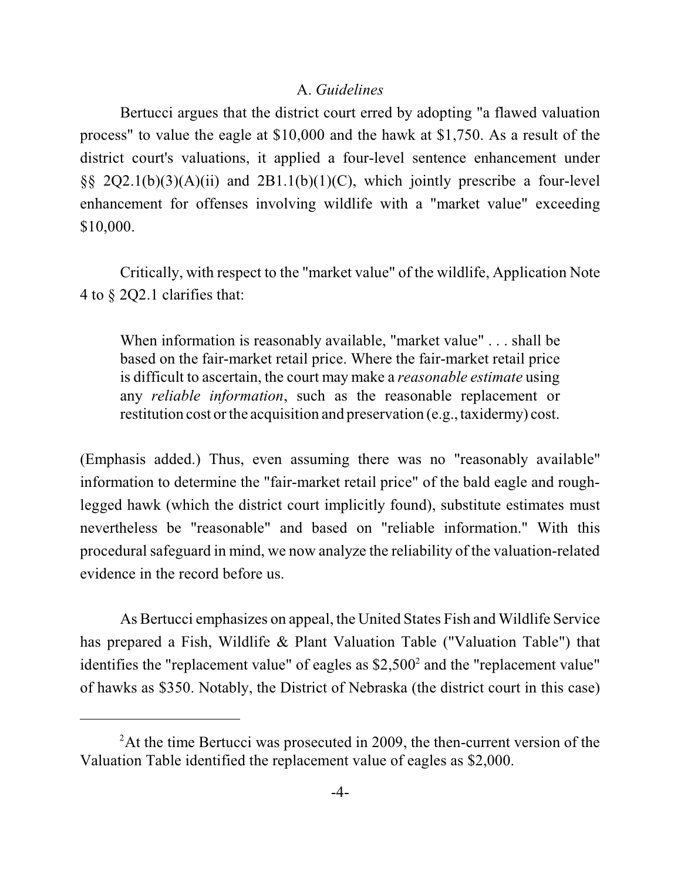### A. *Guidelines*

Bertucci argues that the district court erred by adopting "a flawed valuation process" to value the eagle at $10,000 and the hawk at $1,750. As a result of the district court's valuations, it applied a four-level sentence enhancement under §§ 2Q2.1(b)(3)(A)(ii) and 2B1.1(b)(1)(C), which jointly prescribe a four-level enhancement for offenses involving wildlife with a "market value" exceeding $10,000.

Critically, with respect to the "market value" of the wildlife, Application Note 4 to § 2Q2.1 clarifies that:

> When information is reasonably available, "market value" . . . shall be based on the fair-market retail price. Where the fair-market retail price is difficult to ascertain, the court may make a *reasonable estimate* using any *reliable information*, such as the reasonable replacement or restitution cost or the acquisition and preservation (e.g., taxidermy) cost.

(Emphasis added.) Thus, even assuming there was no "reasonably available" information to determine the "fair-market retail price" of the bald eagle and rough-legged hawk (which the district court implicitly found), substitute estimates must nevertheless be "reasonable" and based on "reliable information." With this procedural safeguard in mind, we now analyze the reliability of the valuation-related evidence in the record before us.

As Bertucci emphasizes on appeal, the United States Fish and Wildlife Service has prepared a Fish, Wildlife & Plant Valuation Table ("Valuation Table") that identifies the "replacement value" of eagles as $2,500[2] and the "replacement value" of hawks as $350. Notably, the District of Nebraska (the district court in this case)

---

[2] At the time Bertucci was prosecuted in 2009, the then-current version of the Valuation Table identified the replacement value of eagles as $2,000.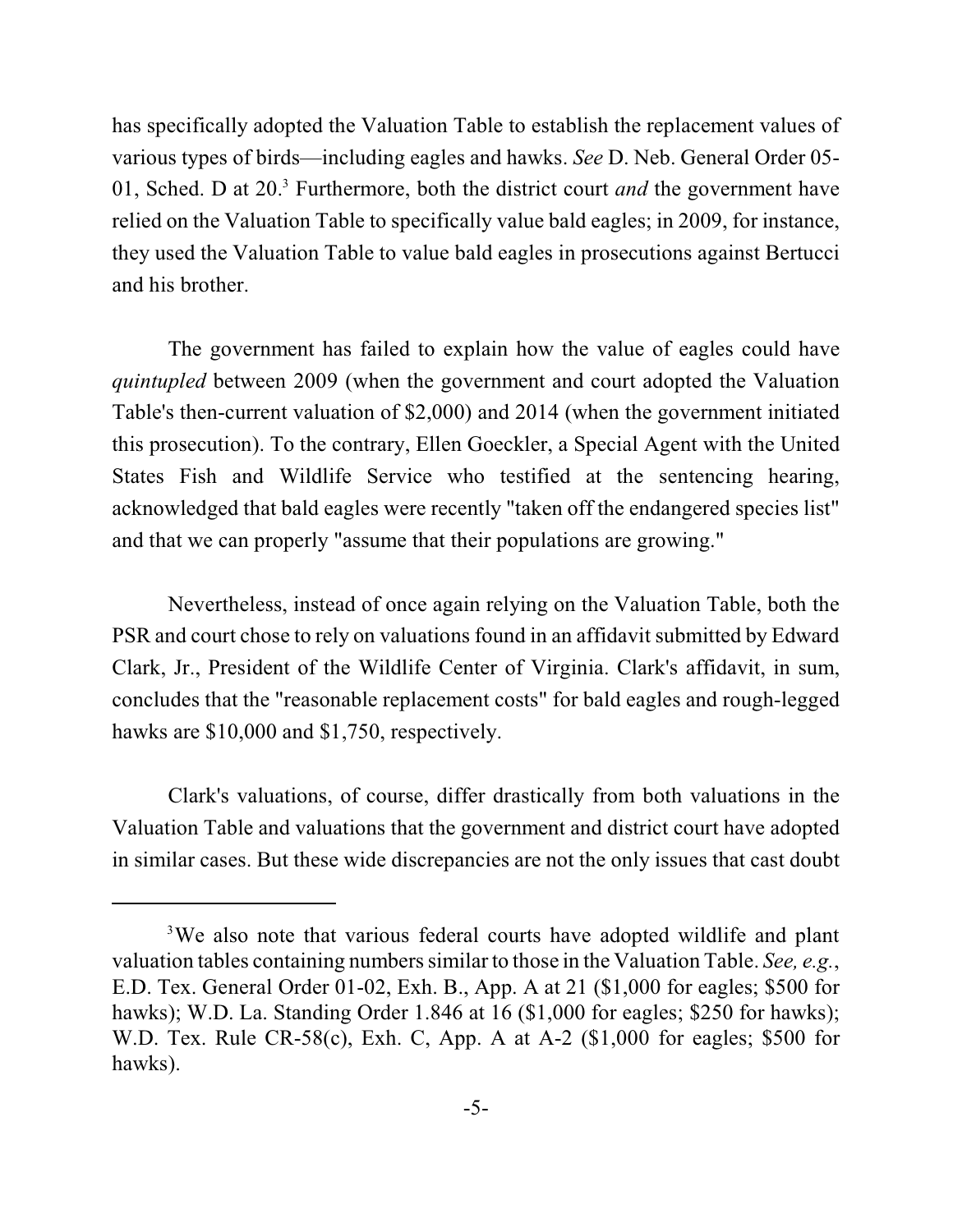has specifically adopted the Valuation Table to establish the replacement values of various types of birds—including eagles and hawks. *See* D. Neb. General Order 05-01, Sched. D at 20.[3] Furthermore, both the district court *and* the government have relied on the Valuation Table to specifically value bald eagles; in 2009, for instance, they used the Valuation Table to value bald eagles in prosecutions against Bertucci and his brother.

The government has failed to explain how the value of eagles could have *quintupled* between 2009 (when the government and court adopted the Valuation Table's then-current valuation of $2,000) and 2014 (when the government initiated this prosecution). To the contrary, Ellen Goeckler, a Special Agent with the United States Fish and Wildlife Service who testified at the sentencing hearing, acknowledged that bald eagles were recently "taken off the endangered species list" and that we can properly "assume that their populations are growing."

Nevertheless, instead of once again relying on the Valuation Table, both the PSR and court chose to rely on valuations found in an affidavit submitted by Edward Clark, Jr., President of the Wildlife Center of Virginia. Clark's affidavit, in sum, concludes that the "reasonable replacement costs" for bald eagles and rough-legged hawks are $10,000 and $1,750, respectively.

Clark's valuations, of course, differ drastically from both valuations in the Valuation Table and valuations that the government and district court have adopted in similar cases. But these wide discrepancies are not the only issues that cast doubt

---

[3]We also note that various federal courts have adopted wildlife and plant valuation tables containing numbers similar to those in the Valuation Table. *See, e.g.*, E.D. Tex. General Order 01-02, Exh. B., App. A at 21 ($1,000 for eagles; $500 for hawks); W.D. La. Standing Order 1.846 at 16 ($1,000 for eagles; $250 for hawks); W.D. Tex. Rule CR-58(c), Exh. C, App. A at A-2 ($1,000 for eagles; $500 for hawks).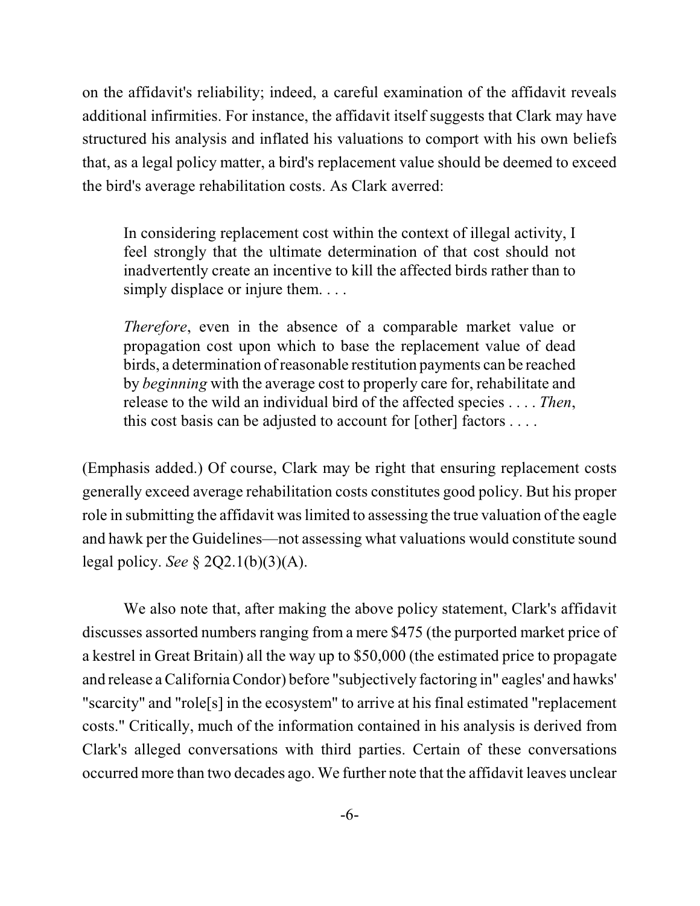on the affidavit's reliability; indeed, a careful examination of the affidavit reveals additional infirmities. For instance, the affidavit itself suggests that Clark may have structured his analysis and inflated his valuations to comport with his own beliefs that, as a legal policy matter, a bird's replacement value should be deemed to exceed the bird's average rehabilitation costs. As Clark averred:

> In considering replacement cost within the context of illegal activity, I feel strongly that the ultimate determination of that cost should not inadvertently create an incentive to kill the affected birds rather than to simply displace or injure them. . . .
>
> *Therefore*, even in the absence of a comparable market value or propagation cost upon which to base the replacement value of dead birds, a determination of reasonable restitution payments can be reached by *beginning* with the average cost to properly care for, rehabilitate and release to the wild an individual bird of the affected species . . . . *Then*, this cost basis can be adjusted to account for [other] factors . . . .

(Emphasis added.) Of course, Clark may be right that ensuring replacement costs generally exceed average rehabilitation costs constitutes good policy. But his proper role in submitting the affidavit was limited to assessing the true valuation of the eagle and hawk per the Guidelines—not assessing what valuations would constitute sound legal policy. *See* § 2Q2.1(b)(3)(A).

We also note that, after making the above policy statement, Clark's affidavit discusses assorted numbers ranging from a mere $475 (the purported market price of a kestrel in Great Britain) all the way up to $50,000 (the estimated price to propagate and release a California Condor) before "subjectively factoring in" eagles' and hawks' "scarcity" and "role[s] in the ecosystem" to arrive at his final estimated "replacement costs." Critically, much of the information contained in his analysis is derived from Clark's alleged conversations with third parties. Certain of these conversations occurred more than two decades ago. We further note that the affidavit leaves unclear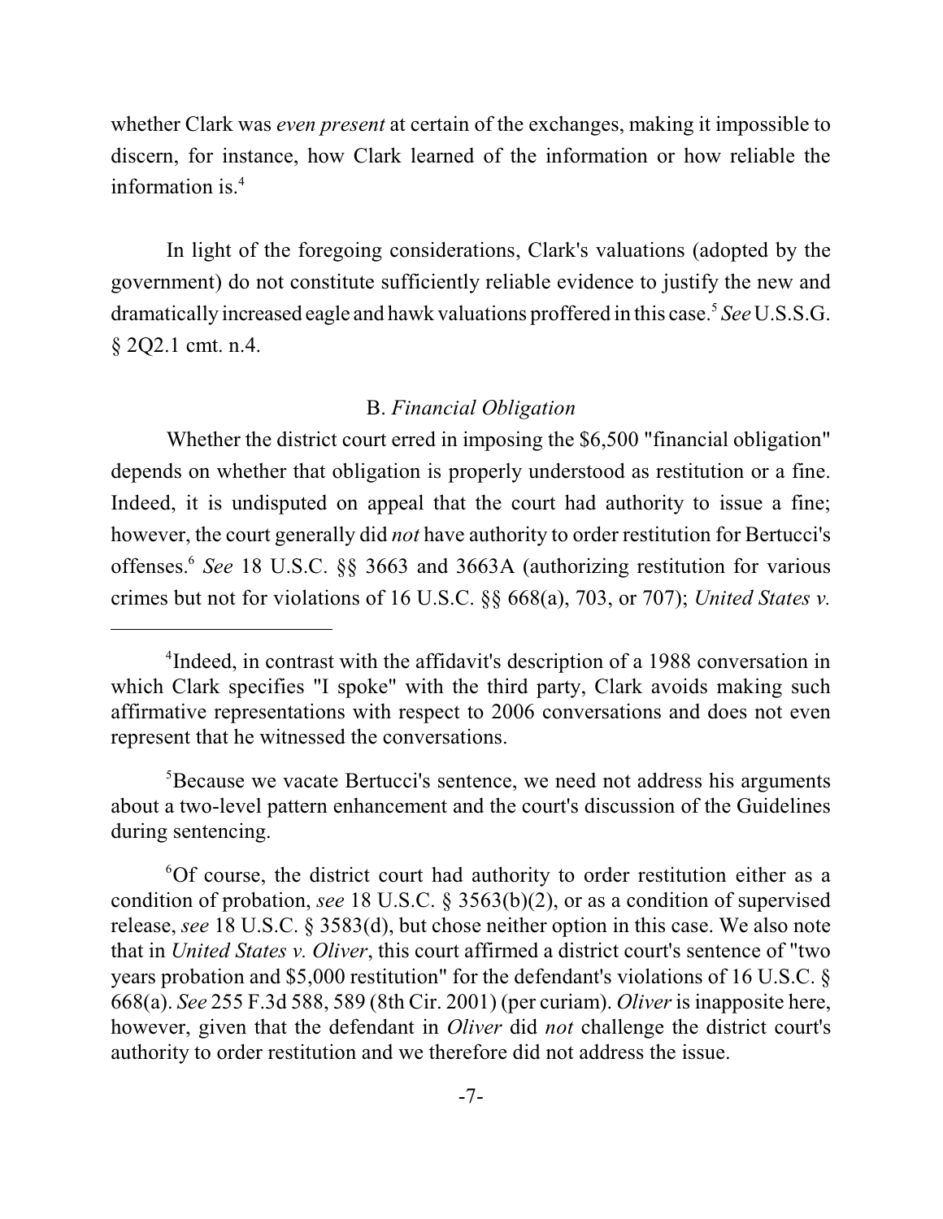whether Clark was *even present* at certain of the exchanges, making it impossible to discern, for instance, how Clark learned of the information or how reliable the information is.[4]

In light of the foregoing considerations, Clark's valuations (adopted by the government) do not constitute sufficiently reliable evidence to justify the new and dramatically increased eagle and hawk valuations proffered in this case.[5] *See* U.S.S.G. § 2Q2.1 cmt. n.4.

### B. *Financial Obligation*

Whether the district court erred in imposing the $6,500 "financial obligation" depends on whether that obligation is properly understood as restitution or a fine. Indeed, it is undisputed on appeal that the court had authority to issue a fine; however, the court generally did *not* have authority to order restitution for Bertucci's offenses.[6] *See* 18 U.S.C. §§ 3663 and 3663A (authorizing restitution for various crimes but not for violations of 16 U.S.C. §§ 668(a), 703, or 707); *United States v.*

---

[4]Indeed, in contrast with the affidavit's description of a 1988 conversation in which Clark specifies "I spoke" with the third party, Clark avoids making such affirmative representations with respect to 2006 conversations and does not even represent that he witnessed the conversations.

[5]Because we vacate Bertucci's sentence, we need not address his arguments about a two-level pattern enhancement and the court's discussion of the Guidelines during sentencing.

[6]Of course, the district court had authority to order restitution either as a condition of probation, *see* 18 U.S.C. § 3563(b)(2), or as a condition of supervised release, *see* 18 U.S.C. § 3583(d), but chose neither option in this case. We also note that in *United States v. Oliver*, this court affirmed a district court's sentence of "two years probation and $5,000 restitution" for the defendant's violations of 16 U.S.C. § 668(a). *See* 255 F.3d 588, 589 (8th Cir. 2001) (per curiam). *Oliver* is inapposite here, however, given that the defendant in *Oliver* did *not* challenge the district court's authority to order restitution and we therefore did not address the issue.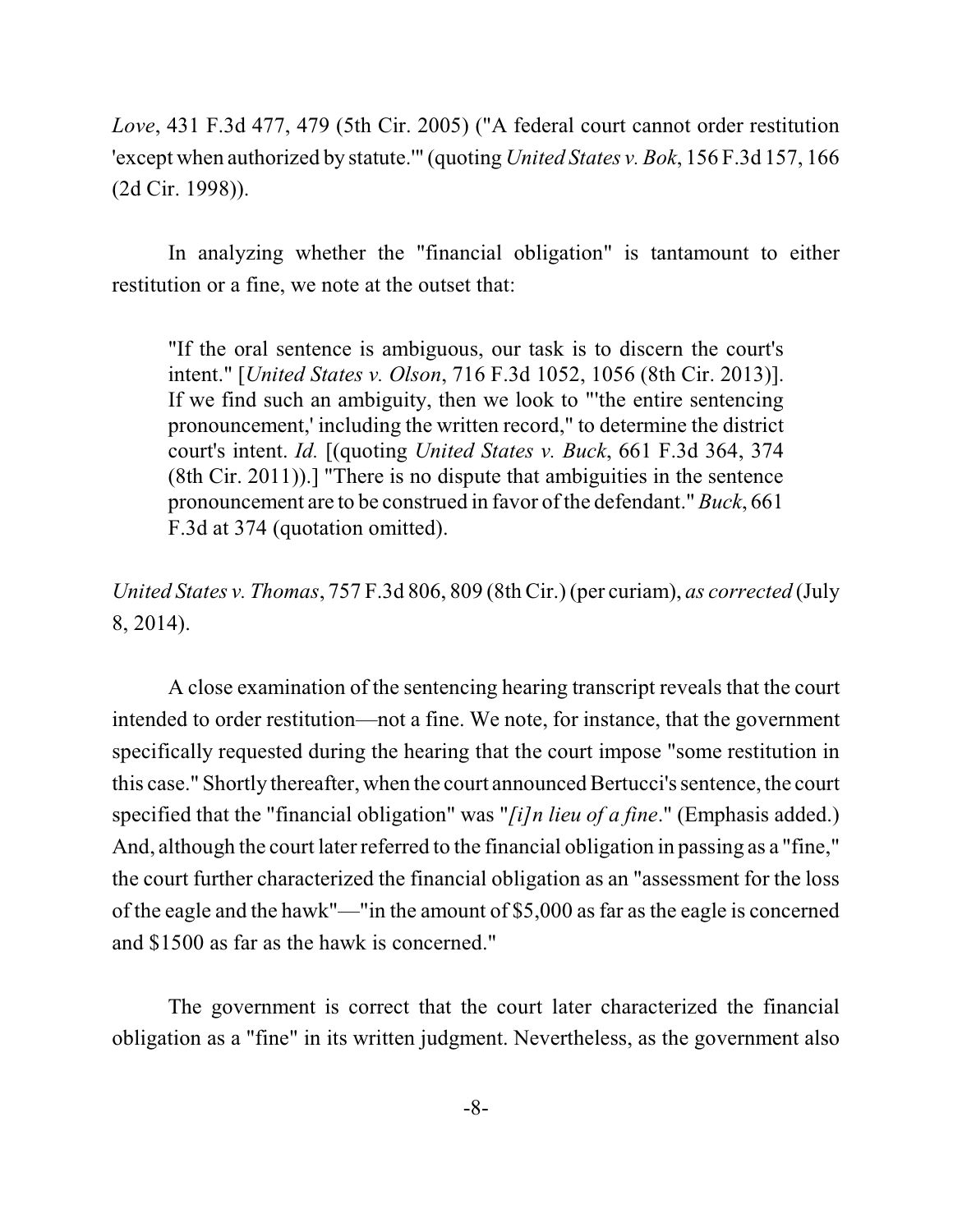*Love*, 431 F.3d 477, 479 (5th Cir. 2005) ("A federal court cannot order restitution 'except when authorized by statute.'" (quoting *United States v. Bok*, 156 F.3d 157, 166 (2d Cir. 1998)).

In analyzing whether the "financial obligation" is tantamount to either restitution or a fine, we note at the outset that:

> "If the oral sentence is ambiguous, our task is to discern the court's intent." [*United States v. Olson*, 716 F.3d 1052, 1056 (8th Cir. 2013)]. If we find such an ambiguity, then we look to "'the entire sentencing pronouncement,' including the written record," to determine the district court's intent. *Id.* [(quoting *United States v. Buck*, 661 F.3d 364, 374 (8th Cir. 2011)).] "There is no dispute that ambiguities in the sentence pronouncement are to be construed in favor of the defendant." *Buck*, 661 F.3d at 374 (quotation omitted).

*United States v. Thomas*, 757 F.3d 806, 809 (8th Cir.) (per curiam), *as corrected* (July 8, 2014).

A close examination of the sentencing hearing transcript reveals that the court intended to order restitution—not a fine. We note, for instance, that the government specifically requested during the hearing that the court impose "some restitution in this case." Shortly thereafter, when the court announced Bertucci's sentence, the court specified that the "financial obligation" was "*[i]n lieu of a fine*." (Emphasis added.) And, although the court later referred to the financial obligation in passing as a "fine," the court further characterized the financial obligation as an "assessment for the loss of the eagle and the hawk"—"in the amount of $5,000 as far as the eagle is concerned and $1500 as far as the hawk is concerned."

The government is correct that the court later characterized the financial obligation as a "fine" in its written judgment. Nevertheless, as the government also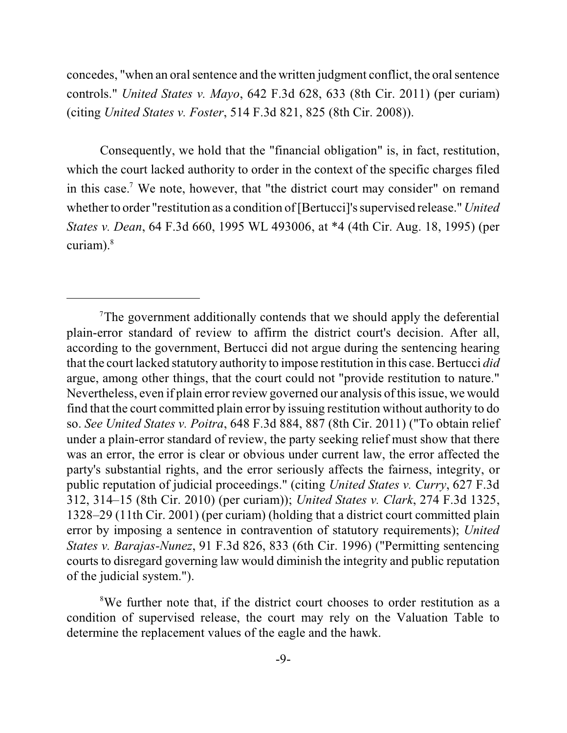concedes, "when an oral sentence and the written judgment conflict, the oral sentence controls." *United States v. Mayo*, 642 F.3d 628, 633 (8th Cir. 2011) (per curiam) (citing *United States v. Foster*, 514 F.3d 821, 825 (8th Cir. 2008)).

Consequently, we hold that the "financial obligation" is, in fact, restitution, which the court lacked authority to order in the context of the specific charges filed in this case.[7] We note, however, that "the district court may consider" on remand whether to order "restitution as a condition of [Bertucci]'s supervised release." *United States v. Dean*, 64 F.3d 660, 1995 WL 493006, at *4 (4th Cir. Aug. 18, 1995) (per curiam).[8]

---

[7]The government additionally contends that we should apply the deferential plain-error standard of review to affirm the district court's decision. After all, according to the government, Bertucci did not argue during the sentencing hearing that the court lacked statutory authority to impose restitution in this case. Bertucci *did* argue, among other things, that the court could not "provide restitution to nature." Nevertheless, even if plain error review governed our analysis of this issue, we would find that the court committed plain error by issuing restitution without authority to do so. *See United States v. Poitra*, 648 F.3d 884, 887 (8th Cir. 2011) ("To obtain relief under a plain-error standard of review, the party seeking relief must show that there was an error, the error is clear or obvious under current law, the error affected the party's substantial rights, and the error seriously affects the fairness, integrity, or public reputation of judicial proceedings." (citing *United States v. Curry*, 627 F.3d 312, 314–15 (8th Cir. 2010) (per curiam)); *United States v. Clark*, 274 F.3d 1325, 1328–29 (11th Cir. 2001) (per curiam) (holding that a district court committed plain error by imposing a sentence in contravention of statutory requirements); *United States v. Barajas-Nunez*, 91 F.3d 826, 833 (6th Cir. 1996) ("Permitting sentencing courts to disregard governing law would diminish the integrity and public reputation of the judicial system.").

[8]We further note that, if the district court chooses to order restitution as a condition of supervised release, the court may rely on the Valuation Table to determine the replacement values of the eagle and the hawk.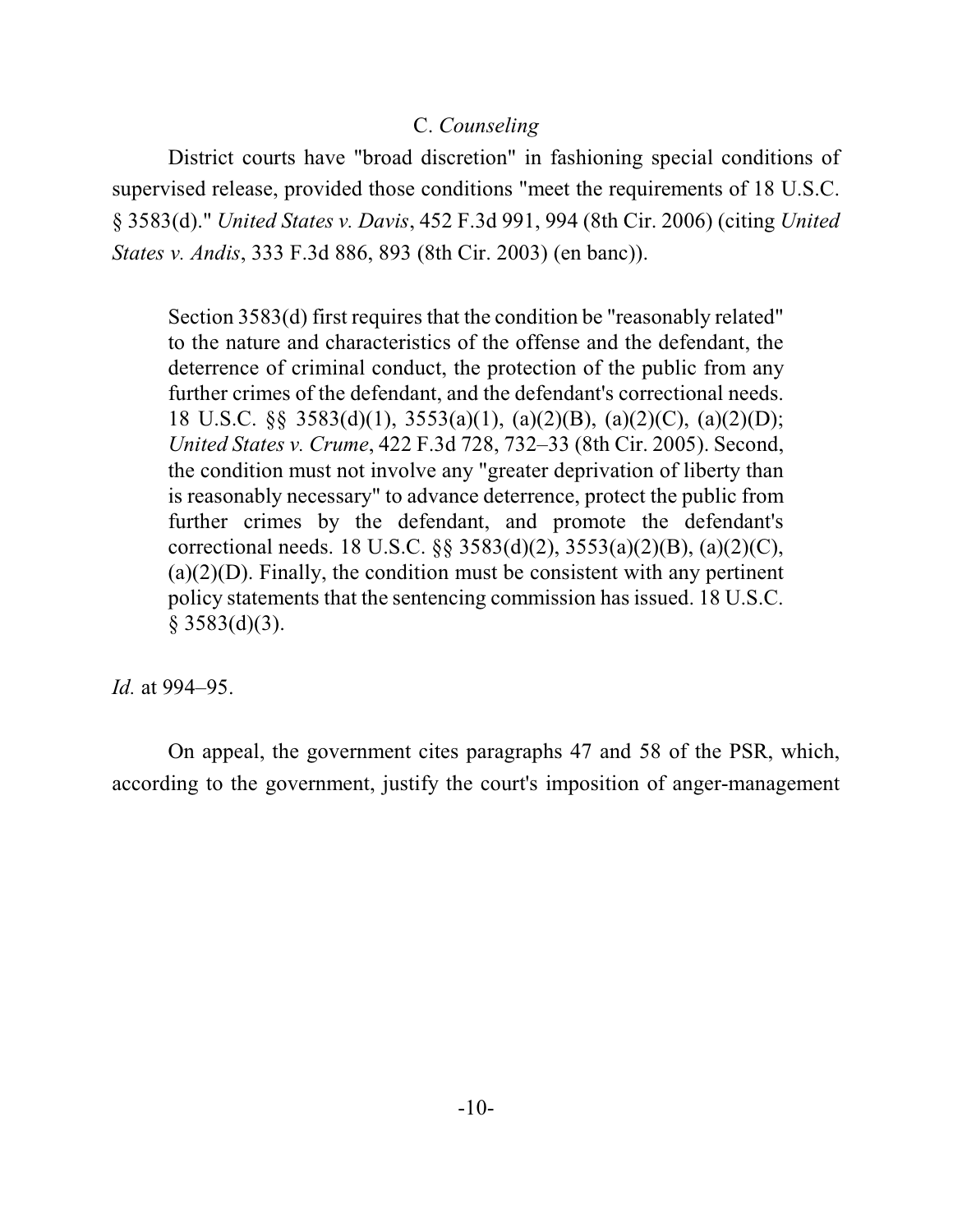### C. *Counseling*

District courts have "broad discretion" in fashioning special conditions of supervised release, provided those conditions "meet the requirements of 18 U.S.C. § 3583(d)." *United States v. Davis*, 452 F.3d 991, 994 (8th Cir. 2006) (citing *United States v. Andis*, 333 F.3d 886, 893 (8th Cir. 2003) (en banc)).

> Section 3583(d) first requires that the condition be "reasonably related" to the nature and characteristics of the offense and the defendant, the deterrence of criminal conduct, the protection of the public from any further crimes of the defendant, and the defendant's correctional needs. 18 U.S.C. §§ 3583(d)(1), 3553(a)(1), (a)(2)(B), (a)(2)(C), (a)(2)(D); *United States v. Crume*, 422 F.3d 728, 732–33 (8th Cir. 2005). Second, the condition must not involve any "greater deprivation of liberty than is reasonably necessary" to advance deterrence, protect the public from further crimes by the defendant, and promote the defendant's correctional needs. 18 U.S.C. §§ 3583(d)(2), 3553(a)(2)(B), (a)(2)(C), (a)(2)(D). Finally, the condition must be consistent with any pertinent policy statements that the sentencing commission has issued. 18 U.S.C. § 3583(d)(3).

*Id.* at 994–95.

On appeal, the government cites paragraphs 47 and 58 of the PSR, which, according to the government, justify the court's imposition of anger-management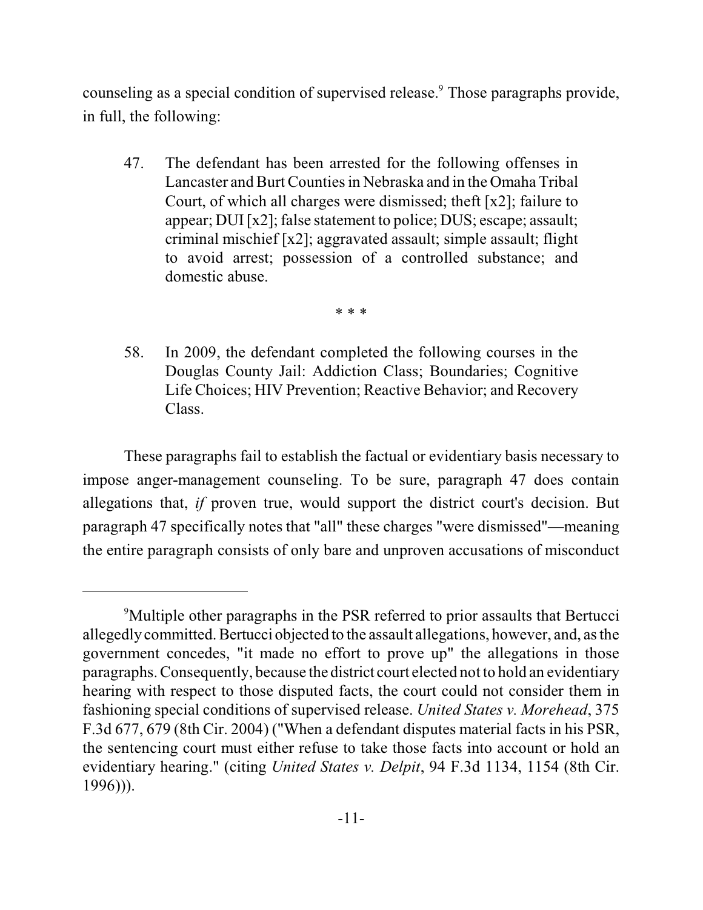counseling as a special condition of supervised release.[9] Those paragraphs provide, in full, the following:

> 47. The defendant has been arrested for the following offenses in Lancaster and Burt Counties in Nebraska and in the Omaha Tribal Court, of which all charges were dismissed; theft [x2]; failure to appear; DUI [x2]; false statement to police; DUS; escape; assault; criminal mischief [x2]; aggravated assault; simple assault; flight to avoid arrest; possession of a controlled substance; and domestic abuse.
>
> \* \* \*
>
> 58. In 2009, the defendant completed the following courses in the Douglas County Jail: Addiction Class; Boundaries; Cognitive Life Choices; HIV Prevention; Reactive Behavior; and Recovery Class.

These paragraphs fail to establish the factual or evidentiary basis necessary to impose anger-management counseling. To be sure, paragraph 47 does contain allegations that, *if* proven true, would support the district court's decision. But paragraph 47 specifically notes that "all" these charges "were dismissed"—meaning the entire paragraph consists of only bare and unproven accusations of misconduct

---

[9] Multiple other paragraphs in the PSR referred to prior assaults that Bertucci allegedly committed. Bertucci objected to the assault allegations, however, and, as the government concedes, "it made no effort to prove up" the allegations in those paragraphs. Consequently, because the district court elected not to hold an evidentiary hearing with respect to those disputed facts, the court could not consider them in fashioning special conditions of supervised release. *United States v. Morehead*, 375 F.3d 677, 679 (8th Cir. 2004) ("When a defendant disputes material facts in his PSR, the sentencing court must either refuse to take those facts into account or hold an evidentiary hearing." (citing *United States v. Delpit*, 94 F.3d 1134, 1154 (8th Cir. 1996))).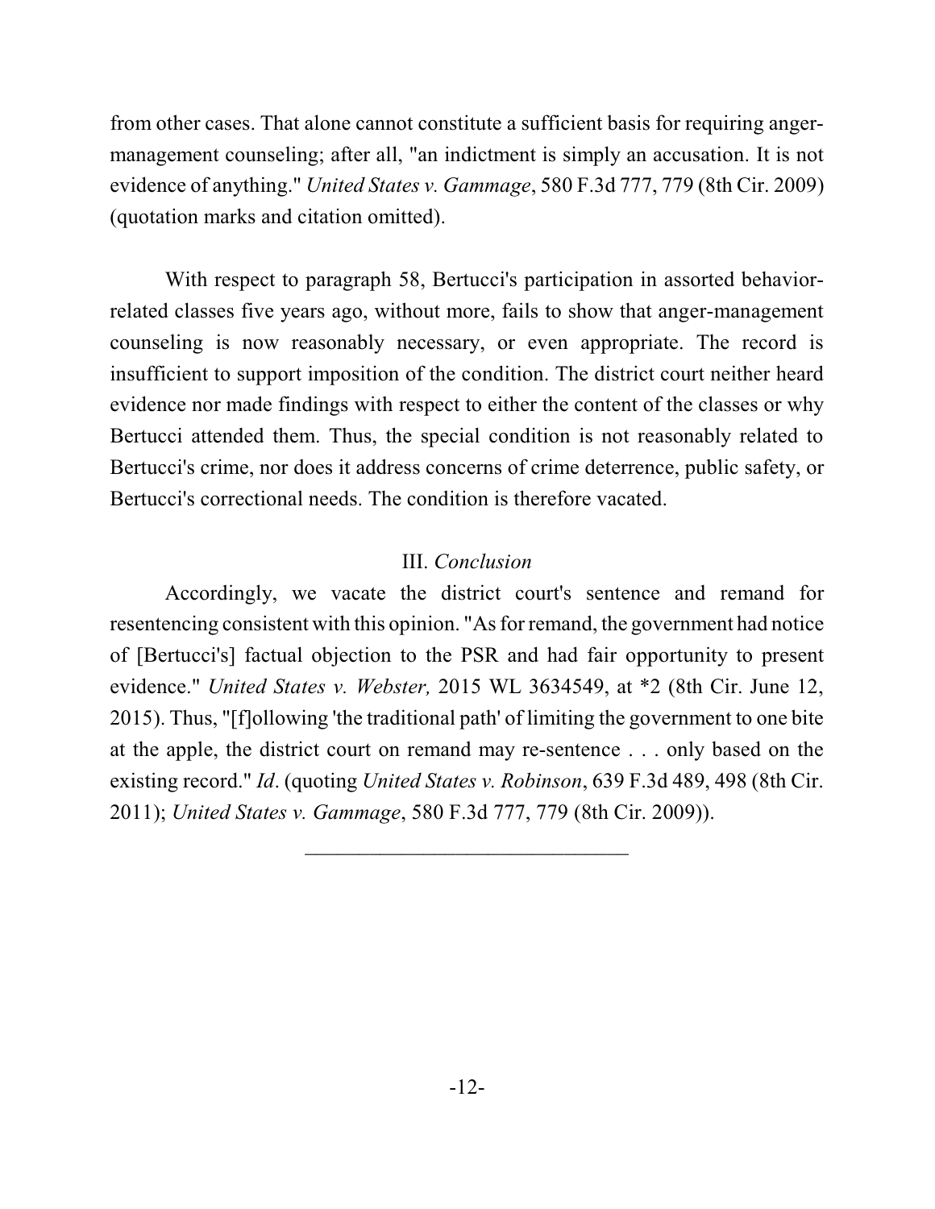from other cases. That alone cannot constitute a sufficient basis for requiring anger-management counseling; after all, "an indictment is simply an accusation. It is not evidence of anything." *United States v. Gammage*, 580 F.3d 777, 779 (8th Cir. 2009) (quotation marks and citation omitted).

With respect to paragraph 58, Bertucci's participation in assorted behavior-related classes five years ago, without more, fails to show that anger-management counseling is now reasonably necessary, or even appropriate. The record is insufficient to support imposition of the condition. The district court neither heard evidence nor made findings with respect to either the content of the classes or why Bertucci attended them. Thus, the special condition is not reasonably related to Bertucci's crime, nor does it address concerns of crime deterrence, public safety, or Bertucci's correctional needs. The condition is therefore vacated.

## III. *Conclusion*

Accordingly, we vacate the district court's sentence and remand for resentencing consistent with this opinion. "As for remand, the government had notice of [Bertucci's] factual objection to the PSR and had fair opportunity to present evidence." *United States v. Webster,* 2015 WL 3634549, at *2 (8th Cir. June 12, 2015). Thus, "[f]ollowing 'the traditional path' of limiting the government to one bite at the apple, the district court on remand may re-sentence . . . only based on the existing record." *Id*. (quoting *United States v. Robinson*, 639 F.3d 489, 498 (8th Cir. 2011); *United States v. Gammage*, 580 F.3d 777, 779 (8th Cir. 2009)).

______________________________